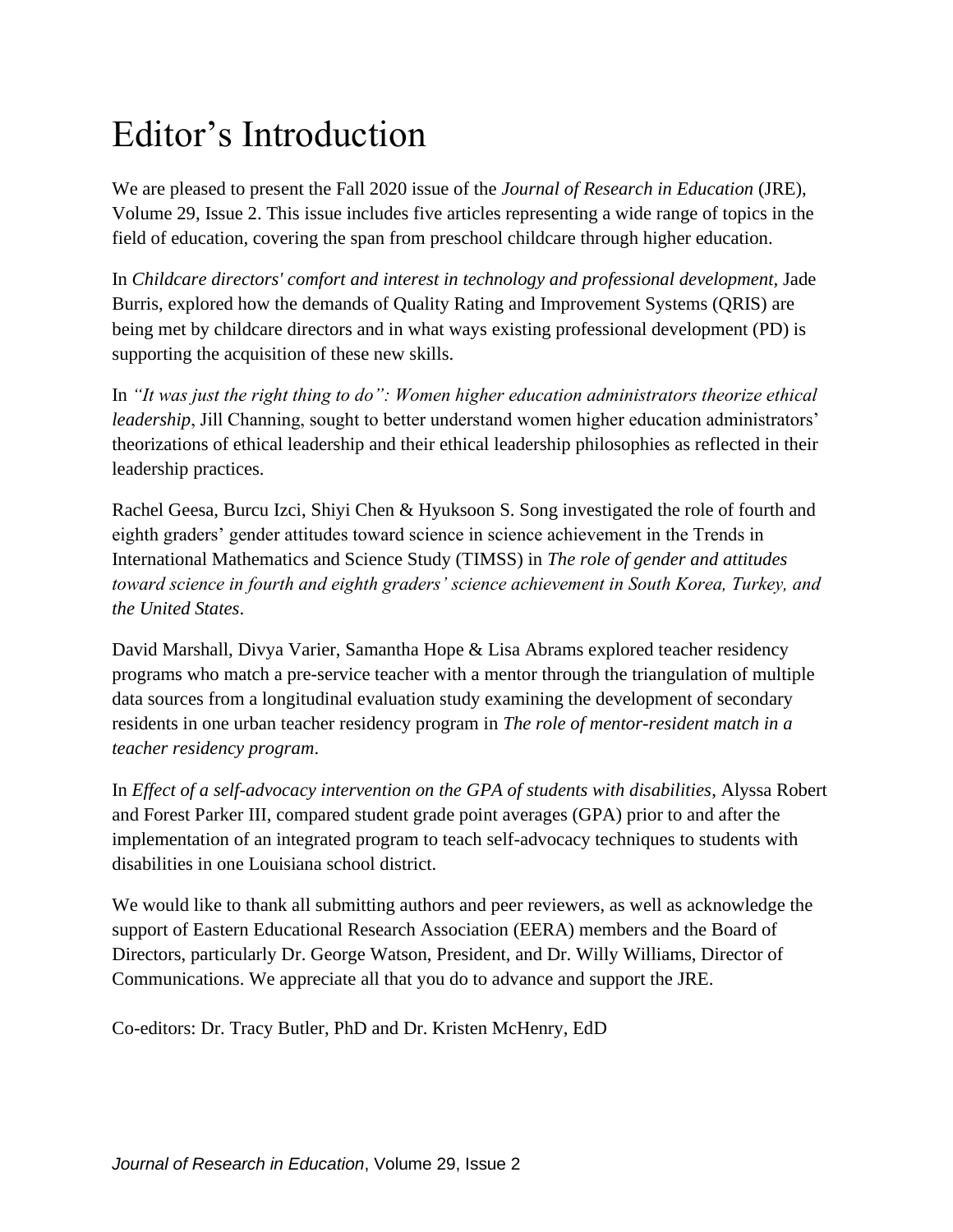# Editor's Introduction

We are pleased to present the Fall 2020 issue of the *Journal of Research in Education* (JRE), Volume 29, Issue 2. This issue includes five articles representing a wide range of topics in the field of education, covering the span from preschool childcare through higher education.

In *Childcare directors' comfort and interest in technology and professional development*, Jade Burris, explored how the demands of Quality Rating and Improvement Systems (QRIS) are being met by childcare directors and in what ways existing professional development (PD) is supporting the acquisition of these new skills.

In *"It was just the right thing to do": Women higher education administrators theorize ethical leadership*, Jill Channing, sought to better understand women higher education administrators' theorizations of ethical leadership and their ethical leadership philosophies as reflected in their leadership practices.

Rachel Geesa, Burcu Izci, Shiyi Chen & Hyuksoon S. Song investigated the role of fourth and eighth graders' gender attitudes toward science in science achievement in the Trends in International Mathematics and Science Study (TIMSS) in *The role of gender and attitudes toward science in fourth and eighth graders' science achievement in South Korea, Turkey, and the United States*.

David Marshall, Divya Varier, Samantha Hope & Lisa Abrams explored teacher residency programs who match a pre-service teacher with a mentor through the triangulation of multiple data sources from a longitudinal evaluation study examining the development of secondary residents in one urban teacher residency program in *The role of mentor-resident match in a teacher residency program*.

In *Effect of a self-advocacy intervention on the GPA of students with disabilities*, Alyssa Robert and Forest Parker III, compared student grade point averages (GPA) prior to and after the implementation of an integrated program to teach self-advocacy techniques to students with disabilities in one Louisiana school district.

We would like to thank all submitting authors and peer reviewers, as well as acknowledge the support of Eastern Educational Research Association (EERA) members and the Board of Directors, particularly Dr. George Watson, President, and Dr. Willy Williams, Director of Communications. We appreciate all that you do to advance and support the JRE.

Co-editors: Dr. Tracy Butler, PhD and Dr. Kristen McHenry, EdD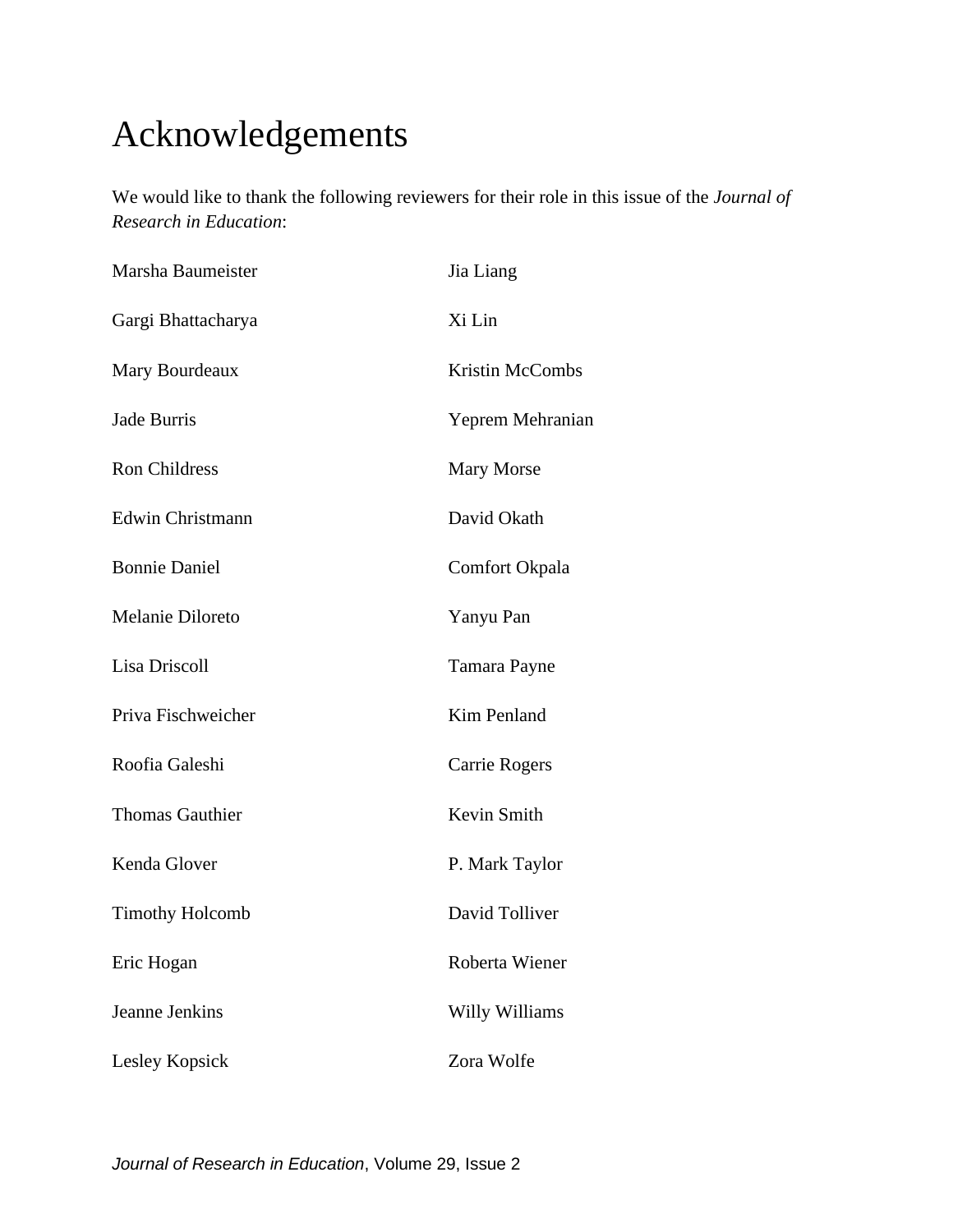# Acknowledgements

We would like to thank the following reviewers for their role in this issue of the *Journal of Research in Education*:

Marsha Baumeister

Gargi Bhattacharya

Mary Bourdeaux

Jade Burris

Ron Childress

Edwin Christmann

Bonnie Daniel

Melanie Diloreto

Lisa Driscoll

Priva Fischweicher

Roofia Galeshi

Thomas Gauthier

Kenda Glover

Timothy Holcomb

Eric Hogan

Jeanne Jenkins

Lesley Kopsick

Jia Liang

Xi Lin

Kristin McCombs

Yeprem Mehranian

Mary Morse

David Okath

Comfort Okpala

Yanyu Pan

Tamara Payne

Kim Penland

Carrie Rogers

Kevin Smith

P. Mark Taylor

David Tolliver

Roberta Wiener

Willy Williams

Zora Wolfe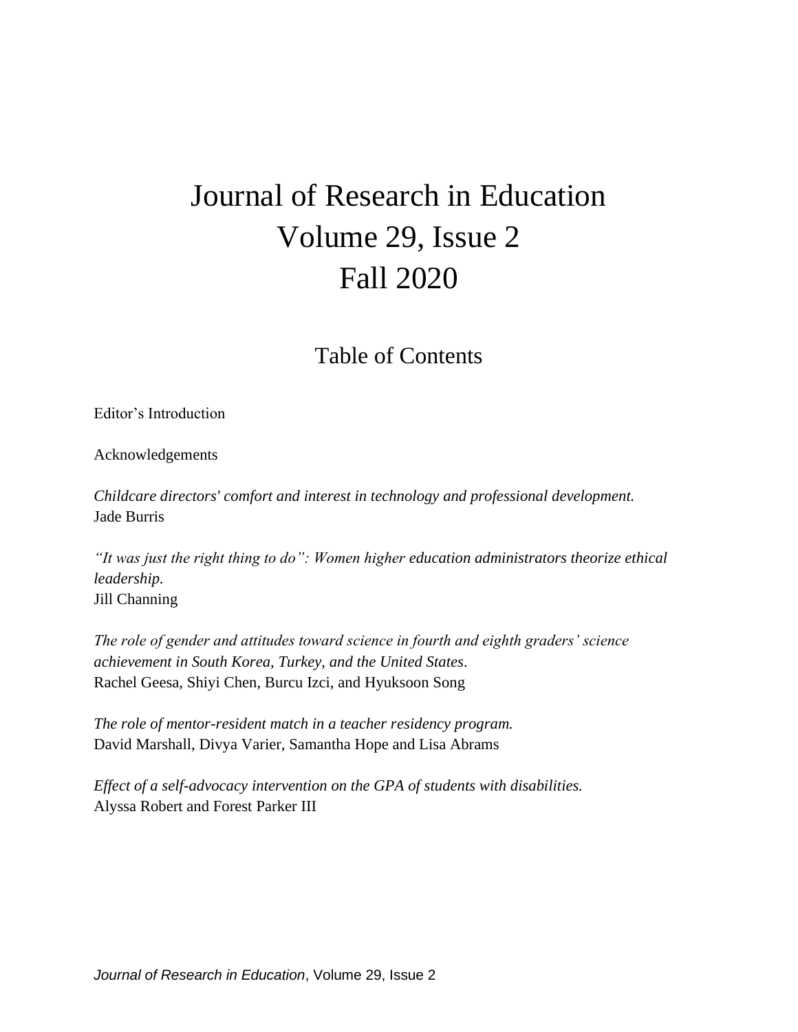# Journal of Research in Education
# Volume 29, Issue 2
# Fall 2020

## Table of Contents

Editor's Introduction

Acknowledgements

*Childcare directors' comfort and interest in technology and professional development.*
Jade Burris

*"It was just the right thing to do": Women higher education administrators theorize ethical leadership.*
Jill Channing

*The role of gender and attitudes toward science in fourth and eighth graders' science achievement in South Korea, Turkey, and the United States*.
Rachel Geesa, Shiyi Chen, Burcu Izci, and Hyuksoon Song

*The role of mentor-resident match in a teacher residency program.*
David Marshall, Divya Varier, Samantha Hope and Lisa Abrams

*Effect of a self-advocacy intervention on the GPA of students with disabilities.*
Alyssa Robert and Forest Parker III